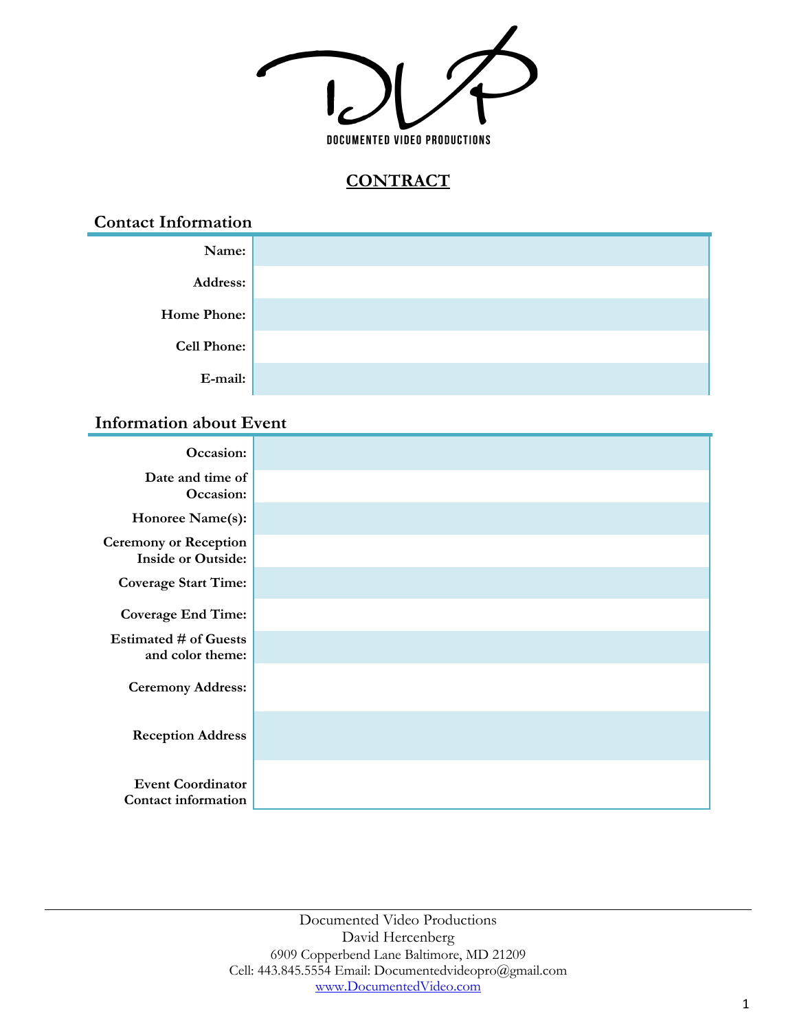DOCUMENTED VIDEO PRODUCTIONS

# CONTRACT

## Contact Information

| | |
|---|---|
| **Name:** | |
| **Address:** | |
| **Home Phone:** | |
| **Cell Phone:** | |
| **E-mail:** | |

## Information about Event

| | |
|---|---|
| **Occasion:** | |
| **Date and time of Occasion:** | |
| **Honoree Name(s):** | |
| **Ceremony or Reception Inside or Outside:** | |
| **Coverage Start Time:** | |
| **Coverage End Time:** | |
| **Estimated # of Guests and color theme:** | |
| **Ceremony Address:** | |
| **Reception Address** | |
| **Event Coordinator Contact information** | |

Documented Video Productions
David Hercenberg
6909 Copperbend Lane Baltimore, MD 21209
Cell: 443.845.5554 Email: Documentedvideopro@gmail.com
www.DocumentedVideo.com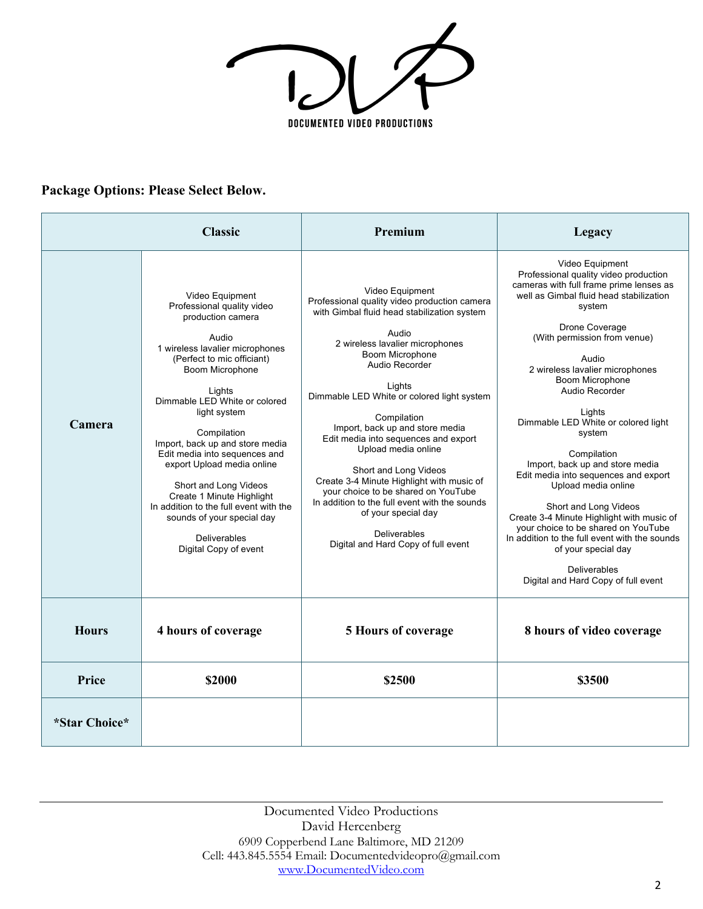DOCUMENTED VIDEO PRODUCTIONS

**Package Options: Please Select Below.**

| | Classic | Premium | Legacy |
|---|---|---|---|
| **Camera** | Video Equipment<br>Professional quality video production camera<br><br>Audio<br>1 wireless lavalier microphones<br>(Perfect to mic officiant)<br>Boom Microphone<br><br>Lights<br>Dimmable LED White or colored light system<br><br>Compilation<br>Import, back up and store media<br>Edit media into sequences and export Upload media online<br><br>Short and Long Videos<br>Create 1 Minute Highlight<br>In addition to the full event with the sounds of your special day<br><br>Deliverables<br>Digital Copy of event | Video Equipment<br>Professional quality video production camera with Gimbal fluid head stabilization system<br><br>Audio<br>2 wireless lavalier microphones<br>Boom Microphone<br>Audio Recorder<br><br>Lights<br>Dimmable LED White or colored light system<br><br>Compilation<br>Import, back up and store media<br>Edit media into sequences and export<br>Upload media online<br><br>Short and Long Videos<br>Create 3-4 Minute Highlight with music of your choice to be shared on YouTube<br>In addition to the full event with the sounds of your special day<br><br>Deliverables<br>Digital and Hard Copy of full event | Video Equipment<br>Professional quality video production cameras with full frame prime lenses as well as Gimbal fluid head stabilization system<br><br>Drone Coverage<br>(With permission from venue)<br><br>Audio<br>2 wireless lavalier microphones<br>Boom Microphone<br>Audio Recorder<br><br>Lights<br>Dimmable LED White or colored light system<br><br>Compilation<br>Import, back up and store media<br>Edit media into sequences and export<br>Upload media online<br><br>Short and Long Videos<br>Create 3-4 Minute Highlight with music of your choice to be shared on YouTube<br>In addition to the full event with the sounds of your special day<br><br>Deliverables<br>Digital and Hard Copy of full event |
| **Hours** | **4 hours of coverage** | **5 Hours of coverage** | **8 hours of video coverage** |
| **Price** | **$2000** | **$2500** | **$3500** |
| ***Star Choice*** | | | |

Documented Video Productions
David Hercenberg
6909 Copperbend Lane Baltimore, MD 21209
Cell: 443.845.5554 Email: Documentedvideopro@gmail.com
[www.DocumentedVideo.com](http://www.DocumentedVideo.com)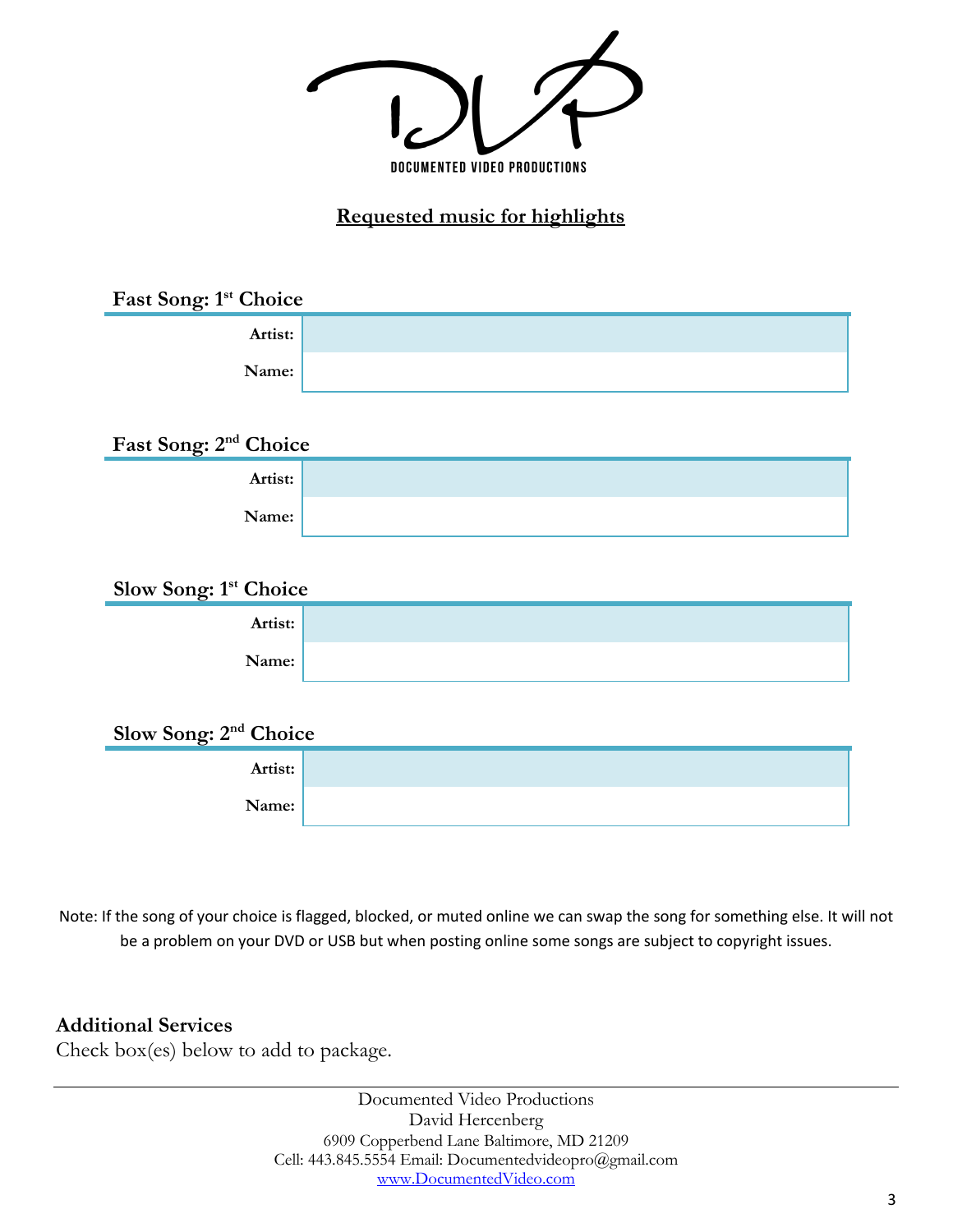DOCUMENTED VIDEO PRODUCTIONS

## Requested music for highlights

**Fast Song: 1st Choice**

| | |
|---|---|
| **Artist:** | |
| **Name:** | |

**Fast Song: 2nd Choice**

| | |
|---|---|
| **Artist:** | |
| **Name:** | |

**Slow Song: 1st Choice**

| | |
|---|---|
| **Artist:** | |
| **Name:** | |

**Slow Song: 2nd Choice**

| | |
|---|---|
| **Artist:** | |
| **Name:** | |

Note: If the song of your choice is flagged, blocked, or muted online we can swap the song for something else. It will not be a problem on your DVD or USB but when posting online some songs are subject to copyright issues.

**Additional Services**

Check box(es) below to add to package.

Documented Video Productions
David Hercenberg
6909 Copperbend Lane Baltimore, MD 21209
Cell: 443.845.5554 Email: Documentedvideopro@gmail.com
www.DocumentedVideo.com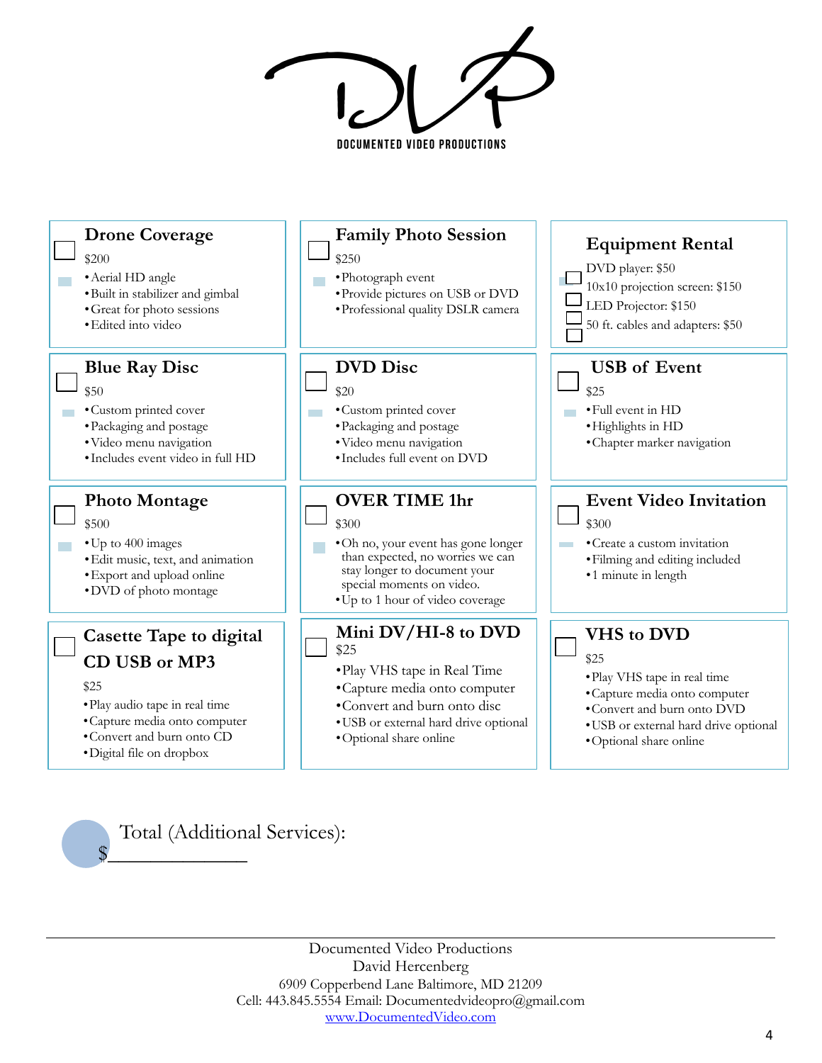DOCUMENTED VIDEO PRODUCTIONS

### Drone Coverage

$200

- Aerial HD angle
- Built in stabilizer and gimbal
- Great for photo sessions
- Edited into video

### Family Photo Session

$250

- Photograph event
- Provide pictures on USB or DVD
- Professional quality DSLR camera

### Equipment Rental

- DVD player: $50
- 10x10 projection screen: $150
- LED Projector: $150
- 50 ft. cables and adapters: $50

### Blue Ray Disc

$50

- Custom printed cover
- Packaging and postage
- Video menu navigation
- Includes event video in full HD

### DVD Disc

$20

- Custom printed cover
- Packaging and postage
- Video menu navigation
- Includes full event on DVD

### USB of Event

$25

- Full event in HD
- Highlights in HD
- Chapter marker navigation

### Photo Montage

$500

- Up to 400 images
- Edit music, text, and animation
- Export and upload online
- DVD of photo montage

### OVER TIME 1hr

$300

- Oh no, your event has gone longer than expected, no worries we can stay longer to document your special moments on video.
- Up to 1 hour of video coverage

### Event Video Invitation

$300

- Create a custom invitation
- Filming and editing included
- 1 minute in length

### Casette Tape to digital CD USB or MP3

$25

- Play audio tape in real time
- Capture media onto computer
- Convert and burn onto CD
- Digital file on dropbox

### Mini DV/HI-8 to DVD

$25

- Play VHS tape in Real Time
- Capture media onto computer
- Convert and burn onto disc
- USB or external hard drive optional
- Optional share online

### VHS to DVD

$25

- Play VHS tape in real time
- Capture media onto computer
- Convert and burn onto DVD
- USB or external hard drive optional
- Optional share online

Total (Additional Services):

$______________

Documented Video Productions
David Hercenberg
6909 Copperbend Lane Baltimore, MD 21209
Cell: 443.845.5554 Email: Documentedvideopro@gmail.com
www.DocumentedVideo.com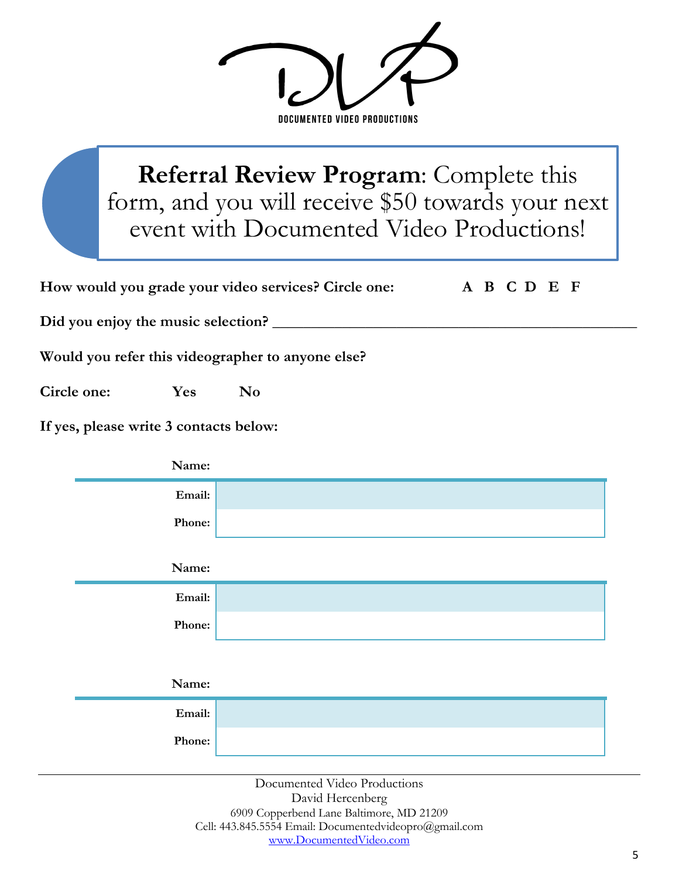DOCUMENTED VIDEO PRODUCTIONS

**Referral Review Program**: Complete this form, and you will receive $50 towards your next event with Documented Video Productions!

**How would you grade your video services? Circle one:** **A B C D E F**

**Did you enjoy the music selection?** ______________________________________________

**Would you refer this videographer to anyone else?**

**Circle one:** **Yes** **No**

**If yes, please write 3 contacts below:**

| | |
|---|---|
| **Name:** | |
| **Email:** | |
| **Phone:** | |

| | |
|---|---|
| **Name:** | |
| **Email:** | |
| **Phone:** | |

| | |
|---|---|
| **Name:** | |
| **Email:** | |
| **Phone:** | |

---

Documented Video Productions
David Hercenberg
6909 Copperbend Lane Baltimore, MD 21209
Cell: 443.845.5554 Email: Documentedvideopro@gmail.com
www.DocumentedVideo.com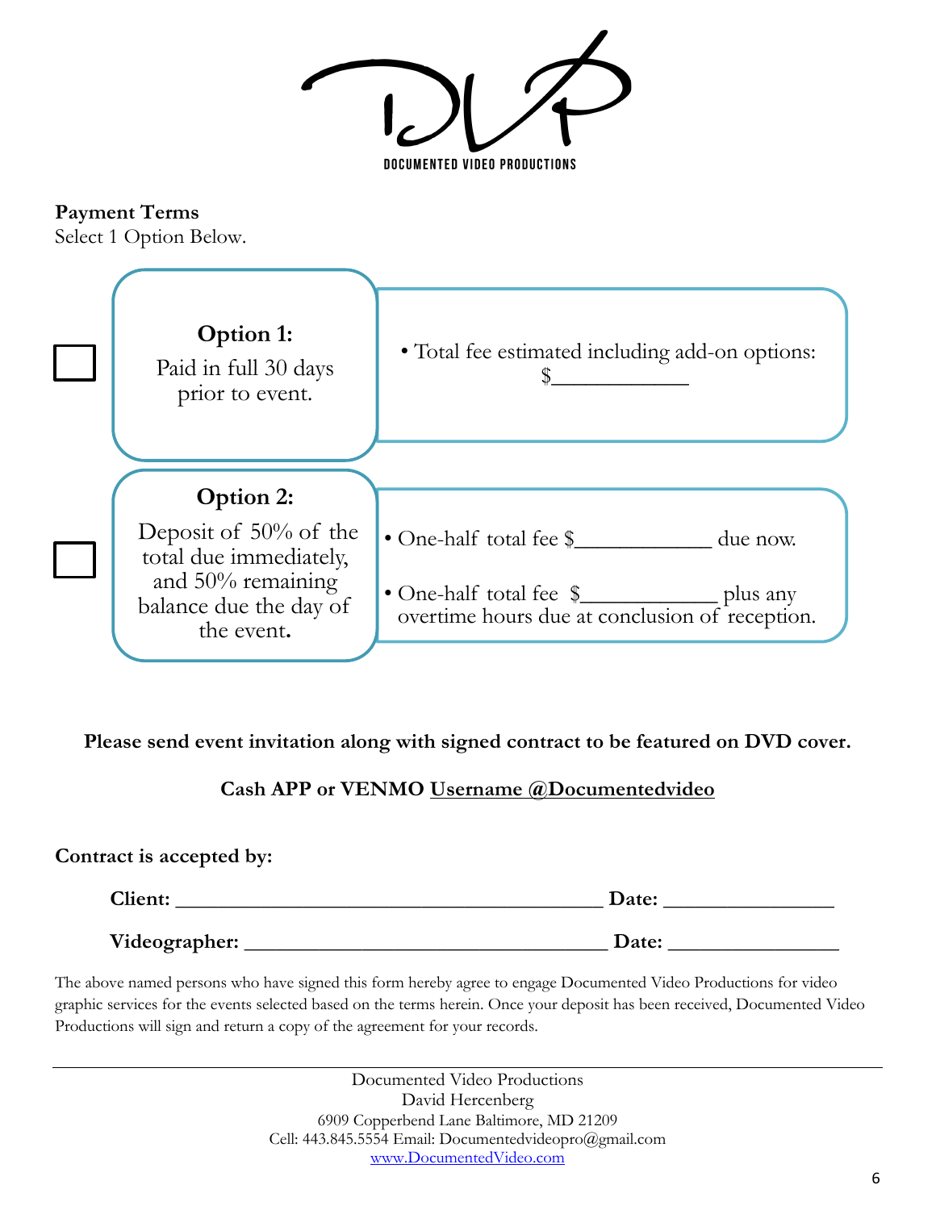DOCUMENTED VIDEO PRODUCTIONS

**Payment Terms**
Select 1 Option Below.

| | Option | Details |
| --- | --- | --- |
| ☐ | **Option 1:** Paid in full 30 days prior to event. | • Total fee estimated including add-on options: $____________ |
| ☐ | **Option 2:** Deposit of 50% of the total due immediately, and 50% remaining balance due the day of the event. | • One-half total fee $____________ due now.<br>• One-half total fee $____________ plus any overtime hours due at conclusion of reception. |

**Please send event invitation along with signed contract to be featured on DVD cover.**

**Cash APP or VENMO Username @Documentedvideo**

**Contract is accepted by:**

**Client:** ________________________________________ **Date:** ________________

**Videographer:** __________________________________ **Date:** ________________

The above named persons who have signed this form hereby agree to engage Documented Video Productions for video graphic services for the events selected based on the terms herein. Once your deposit has been received, Documented Video Productions will sign and return a copy of the agreement for your records.

Documented Video Productions
David Hercenberg
6909 Copperbend Lane Baltimore, MD 21209
Cell: 443.845.5554 Email: Documentedvideopro@gmail.com
www.DocumentedVideo.com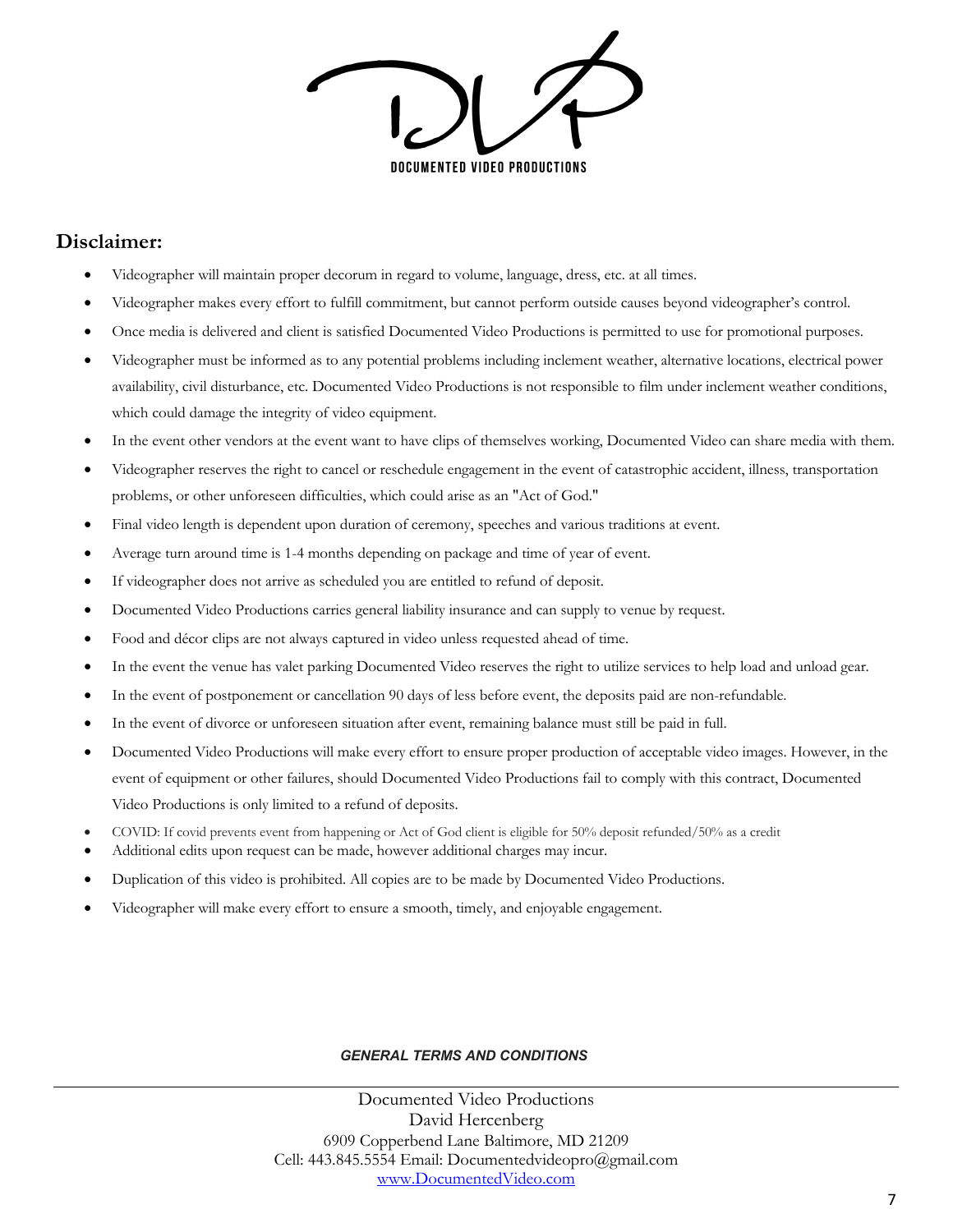DOCUMENTED VIDEO PRODUCTIONS

## Disclaimer:

- Videographer will maintain proper decorum in regard to volume, language, dress, etc. at all times.
- Videographer makes every effort to fulfill commitment, but cannot perform outside causes beyond videographer's control.
- Once media is delivered and client is satisfied Documented Video Productions is permitted to use for promotional purposes.
- Videographer must be informed as to any potential problems including inclement weather, alternative locations, electrical power availability, civil disturbance, etc. Documented Video Productions is not responsible to film under inclement weather conditions, which could damage the integrity of video equipment.
- In the event other vendors at the event want to have clips of themselves working, Documented Video can share media with them.
- Videographer reserves the right to cancel or reschedule engagement in the event of catastrophic accident, illness, transportation problems, or other unforeseen difficulties, which could arise as an "Act of God."
- Final video length is dependent upon duration of ceremony, speeches and various traditions at event.
- Average turn around time is 1-4 months depending on package and time of year of event.
- If videographer does not arrive as scheduled you are entitled to refund of deposit.
- Documented Video Productions carries general liability insurance and can supply to venue by request.
- Food and décor clips are not always captured in video unless requested ahead of time.
- In the event the venue has valet parking Documented Video reserves the right to utilize services to help load and unload gear.
- In the event of postponement or cancellation 90 days of less before event, the deposits paid are non-refundable.
- In the event of divorce or unforeseen situation after event, remaining balance must still be paid in full.
- Documented Video Productions will make every effort to ensure proper production of acceptable video images. However, in the event of equipment or other failures, should Documented Video Productions fail to comply with this contract, Documented Video Productions is only limited to a refund of deposits.
- COVID: If covid prevents event from happening or Act of God client is eligible for 50% deposit refunded/50% as a credit
- Additional edits upon request can be made, however additional charges may incur.
- Duplication of this video is prohibited. All copies are to be made by Documented Video Productions.
- Videographer will make every effort to ensure a smooth, timely, and enjoyable engagement.

***GENERAL TERMS AND CONDITIONS***

Documented Video Productions
David Hercenberg
6909 Copperbend Lane Baltimore, MD 21209
Cell: 443.845.5554 Email: Documentedvideopro@gmail.com
www.DocumentedVideo.com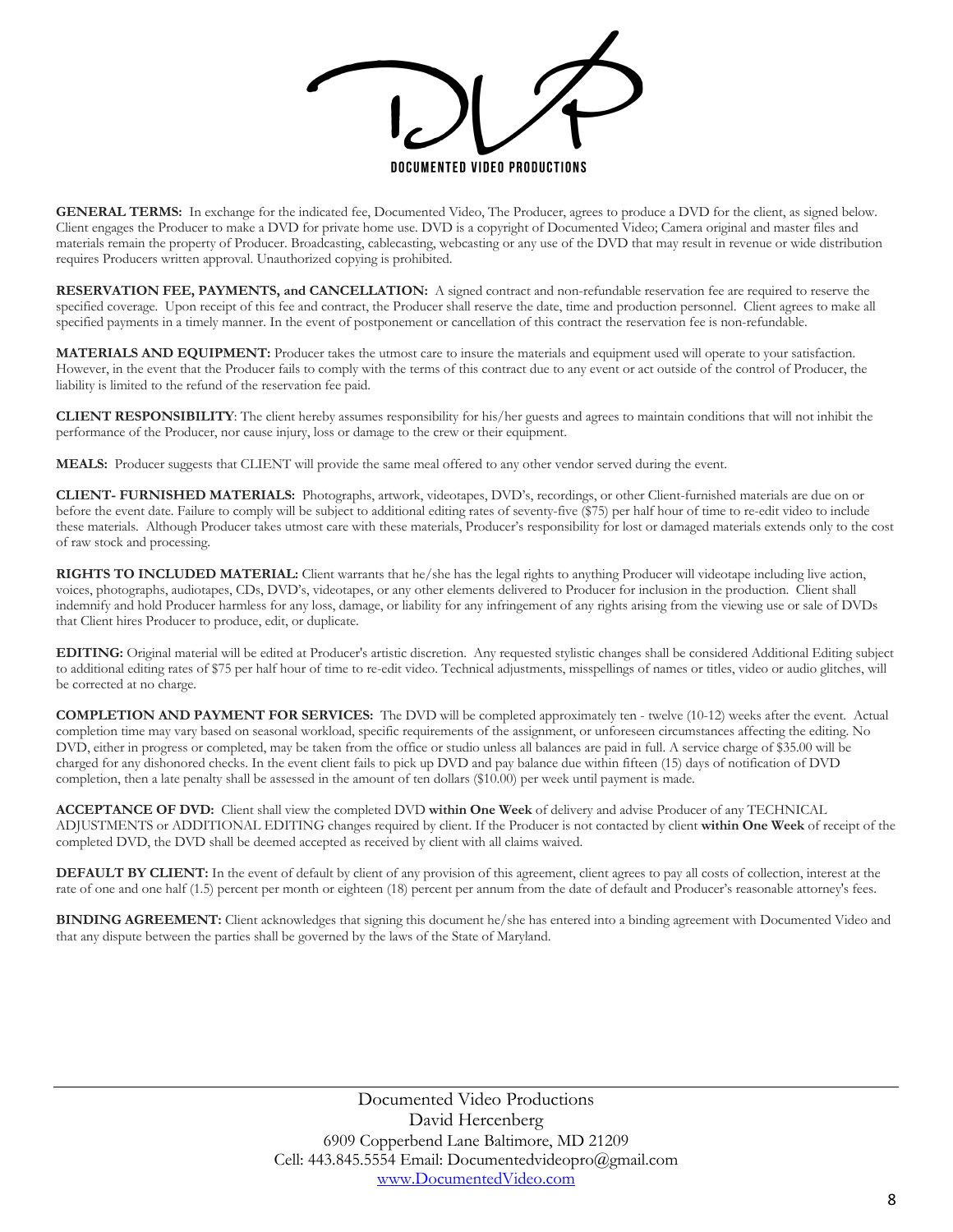DOCUMENTED VIDEO PRODUCTIONS

**GENERAL TERMS:** In exchange for the indicated fee, Documented Video, The Producer, agrees to produce a DVD for the client, as signed below. Client engages the Producer to make a DVD for private home use. DVD is a copyright of Documented Video; Camera original and master files and materials remain the property of Producer. Broadcasting, cablecasting, webcasting or any use of the DVD that may result in revenue or wide distribution requires Producers written approval. Unauthorized copying is prohibited.

**RESERVATION FEE, PAYMENTS, and CANCELLATION:** A signed contract and non-refundable reservation fee are required to reserve the specified coverage. Upon receipt of this fee and contract, the Producer shall reserve the date, time and production personnel. Client agrees to make all specified payments in a timely manner. In the event of postponement or cancellation of this contract the reservation fee is non-refundable.

**MATERIALS AND EQUIPMENT:** Producer takes the utmost care to insure the materials and equipment used will operate to your satisfaction. However, in the event that the Producer fails to comply with the terms of this contract due to any event or act outside of the control of Producer, the liability is limited to the refund of the reservation fee paid.

**CLIENT RESPONSIBILITY**: The client hereby assumes responsibility for his/her guests and agrees to maintain conditions that will not inhibit the performance of the Producer, nor cause injury, loss or damage to the crew or their equipment.

**MEALS:** Producer suggests that CLIENT will provide the same meal offered to any other vendor served during the event.

**CLIENT- FURNISHED MATERIALS:** Photographs, artwork, videotapes, DVD's, recordings, or other Client-furnished materials are due on or before the event date. Failure to comply will be subject to additional editing rates of seventy-five ($75) per half hour of time to re-edit video to include these materials. Although Producer takes utmost care with these materials, Producer's responsibility for lost or damaged materials extends only to the cost of raw stock and processing.

**RIGHTS TO INCLUDED MATERIAL:** Client warrants that he/she has the legal rights to anything Producer will videotape including live action, voices, photographs, audiotapes, CDs, DVD's, videotapes, or any other elements delivered to Producer for inclusion in the production. Client shall indemnify and hold Producer harmless for any loss, damage, or liability for any infringement of any rights arising from the viewing use or sale of DVDs that Client hires Producer to produce, edit, or duplicate.

**EDITING:** Original material will be edited at Producer's artistic discretion. Any requested stylistic changes shall be considered Additional Editing subject to additional editing rates of $75 per half hour of time to re-edit video. Technical adjustments, misspellings of names or titles, video or audio glitches, will be corrected at no charge.

**COMPLETION AND PAYMENT FOR SERVICES:** The DVD will be completed approximately ten - twelve (10-12) weeks after the event. Actual completion time may vary based on seasonal workload, specific requirements of the assignment, or unforeseen circumstances affecting the editing. No DVD, either in progress or completed, may be taken from the office or studio unless all balances are paid in full. A service charge of $35.00 will be charged for any dishonored checks. In the event client fails to pick up DVD and pay balance due within fifteen (15) days of notification of DVD completion, then a late penalty shall be assessed in the amount of ten dollars ($10.00) per week until payment is made.

**ACCEPTANCE OF DVD:** Client shall view the completed DVD **within One Week** of delivery and advise Producer of any TECHNICAL ADJUSTMENTS or ADDITIONAL EDITING changes required by client. If the Producer is not contacted by client **within One Week** of receipt of the completed DVD, the DVD shall be deemed accepted as received by client with all claims waived.

**DEFAULT BY CLIENT:** In the event of default by client of any provision of this agreement, client agrees to pay all costs of collection, interest at the rate of one and one half (1.5) percent per month or eighteen (18) percent per annum from the date of default and Producer's reasonable attorney's fees.

**BINDING AGREEMENT:** Client acknowledges that signing this document he/she has entered into a binding agreement with Documented Video and that any dispute between the parties shall be governed by the laws of the State of Maryland.

Documented Video Productions
David Hercenberg
6909 Copperbend Lane Baltimore, MD 21209
Cell: 443.845.5554 Email: Documentedvideopro@gmail.com
www.DocumentedVideo.com